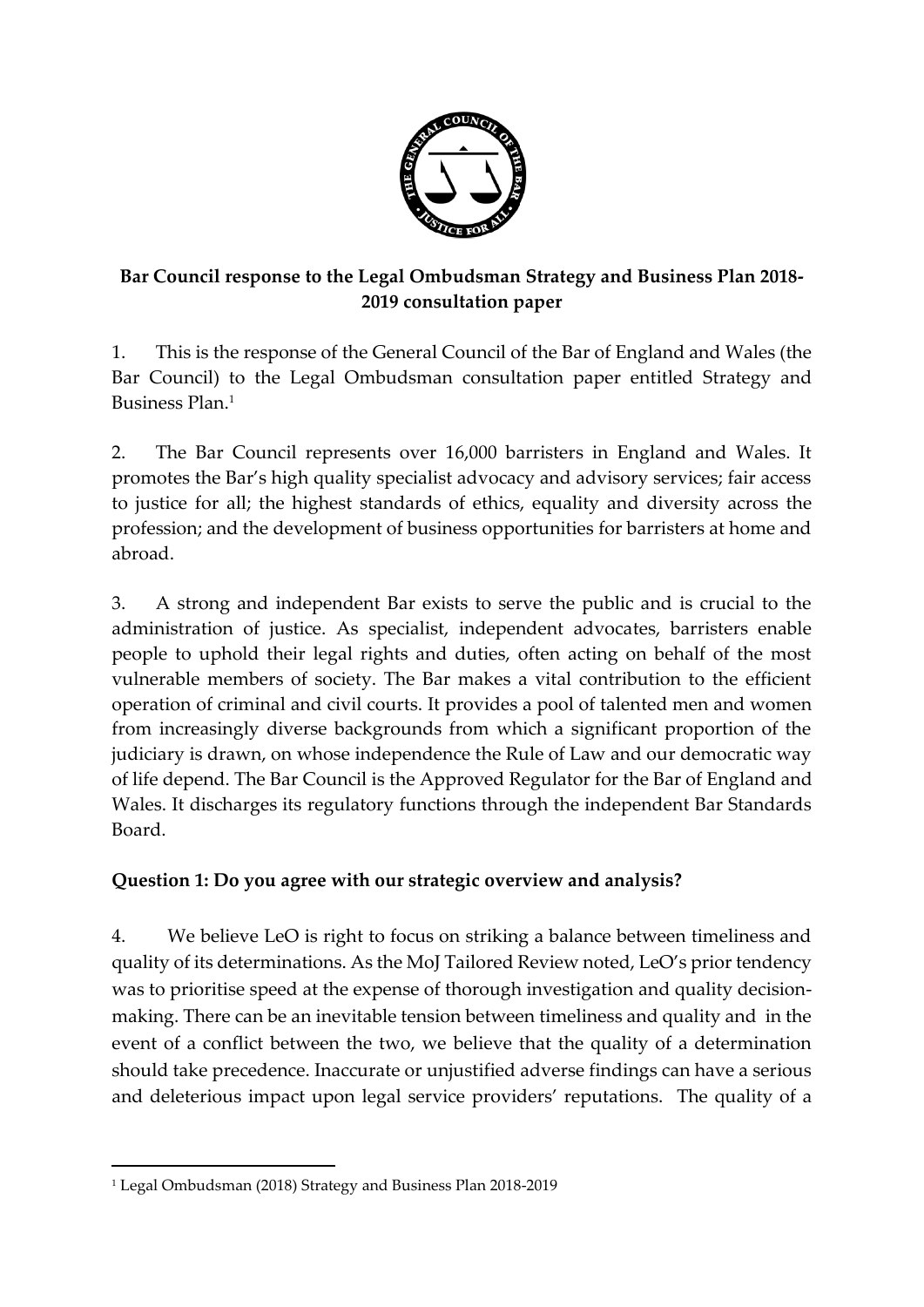**Bar Council response to the Legal Ombudsman Strategy and Business Plan 2018-2019 consultation paper**

1. This is the response of the General Council of the Bar of England and Wales (the Bar Council) to the Legal Ombudsman consultation paper entitled Strategy and Business Plan.[1]

2. The Bar Council represents over 16,000 barristers in England and Wales. It promotes the Bar's high quality specialist advocacy and advisory services; fair access to justice for all; the highest standards of ethics, equality and diversity across the profession; and the development of business opportunities for barristers at home and abroad.

3. A strong and independent Bar exists to serve the public and is crucial to the administration of justice. As specialist, independent advocates, barristers enable people to uphold their legal rights and duties, often acting on behalf of the most vulnerable members of society. The Bar makes a vital contribution to the efficient operation of criminal and civil courts. It provides a pool of talented men and women from increasingly diverse backgrounds from which a significant proportion of the judiciary is drawn, on whose independence the Rule of Law and our democratic way of life depend. The Bar Council is the Approved Regulator for the Bar of England and Wales. It discharges its regulatory functions through the independent Bar Standards Board.

**Question 1: Do you agree with our strategic overview and analysis?**

4. We believe LeO is right to focus on striking a balance between timeliness and quality of its determinations. As the MoJ Tailored Review noted, LeO's prior tendency was to prioritise speed at the expense of thorough investigation and quality decision-making. There can be an inevitable tension between timeliness and quality and in the event of a conflict between the two, we believe that the quality of a determination should take precedence. Inaccurate or unjustified adverse findings can have a serious and deleterious impact upon legal service providers' reputations. The quality of a

[1] Legal Ombudsman (2018) Strategy and Business Plan 2018-2019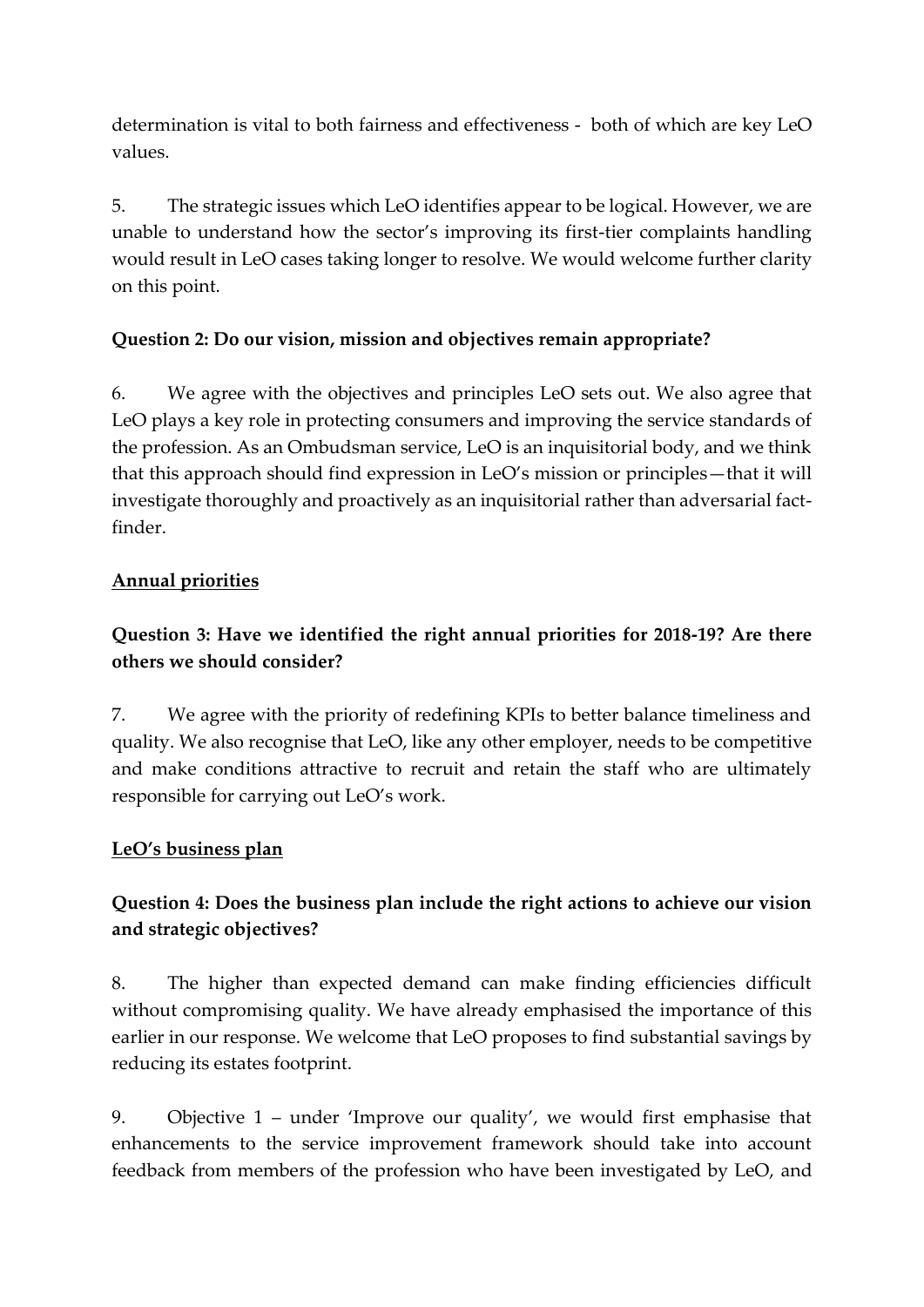determination is vital to both fairness and effectiveness - both of which are key LeO values.

5. The strategic issues which LeO identifies appear to be logical. However, we are unable to understand how the sector's improving its first-tier complaints handling would result in LeO cases taking longer to resolve. We would welcome further clarity on this point.

**Question 2: Do our vision, mission and objectives remain appropriate?**

6. We agree with the objectives and principles LeO sets out. We also agree that LeO plays a key role in protecting consumers and improving the service standards of the profession. As an Ombudsman service, LeO is an inquisitorial body, and we think that this approach should find expression in LeO's mission or principles—that it will investigate thoroughly and proactively as an inquisitorial rather than adversarial fact-finder.

**Annual priorities**

**Question 3: Have we identified the right annual priorities for 2018-19? Are there others we should consider?**

7. We agree with the priority of redefining KPIs to better balance timeliness and quality. We also recognise that LeO, like any other employer, needs to be competitive and make conditions attractive to recruit and retain the staff who are ultimately responsible for carrying out LeO's work.

**LeO's business plan**

**Question 4: Does the business plan include the right actions to achieve our vision and strategic objectives?**

8. The higher than expected demand can make finding efficiencies difficult without compromising quality. We have already emphasised the importance of this earlier in our response. We welcome that LeO proposes to find substantial savings by reducing its estates footprint.

9. Objective 1 – under 'Improve our quality', we would first emphasise that enhancements to the service improvement framework should take into account feedback from members of the profession who have been investigated by LeO, and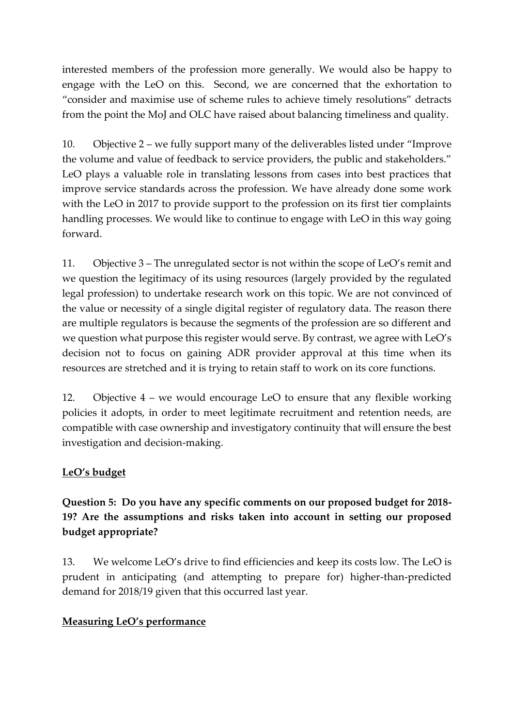interested members of the profession more generally. We would also be happy to engage with the LeO on this. Second, we are concerned that the exhortation to "consider and maximise use of scheme rules to achieve timely resolutions" detracts from the point the MoJ and OLC have raised about balancing timeliness and quality.

10. Objective 2 – we fully support many of the deliverables listed under "Improve the volume and value of feedback to service providers, the public and stakeholders." LeO plays a valuable role in translating lessons from cases into best practices that improve service standards across the profession. We have already done some work with the LeO in 2017 to provide support to the profession on its first tier complaints handling processes. We would like to continue to engage with LeO in this way going forward.

11. Objective 3 – The unregulated sector is not within the scope of LeO's remit and we question the legitimacy of its using resources (largely provided by the regulated legal profession) to undertake research work on this topic. We are not convinced of the value or necessity of a single digital register of regulatory data. The reason there are multiple regulators is because the segments of the profession are so different and we question what purpose this register would serve. By contrast, we agree with LeO's decision not to focus on gaining ADR provider approval at this time when its resources are stretched and it is trying to retain staff to work on its core functions.

12. Objective 4 – we would encourage LeO to ensure that any flexible working policies it adopts, in order to meet legitimate recruitment and retention needs, are compatible with case ownership and investigatory continuity that will ensure the best investigation and decision-making.

**LeO's budget**

**Question 5: Do you have any specific comments on our proposed budget for 2018-19? Are the assumptions and risks taken into account in setting our proposed budget appropriate?**

13. We welcome LeO's drive to find efficiencies and keep its costs low. The LeO is prudent in anticipating (and attempting to prepare for) higher-than-predicted demand for 2018/19 given that this occurred last year.

**Measuring LeO's performance**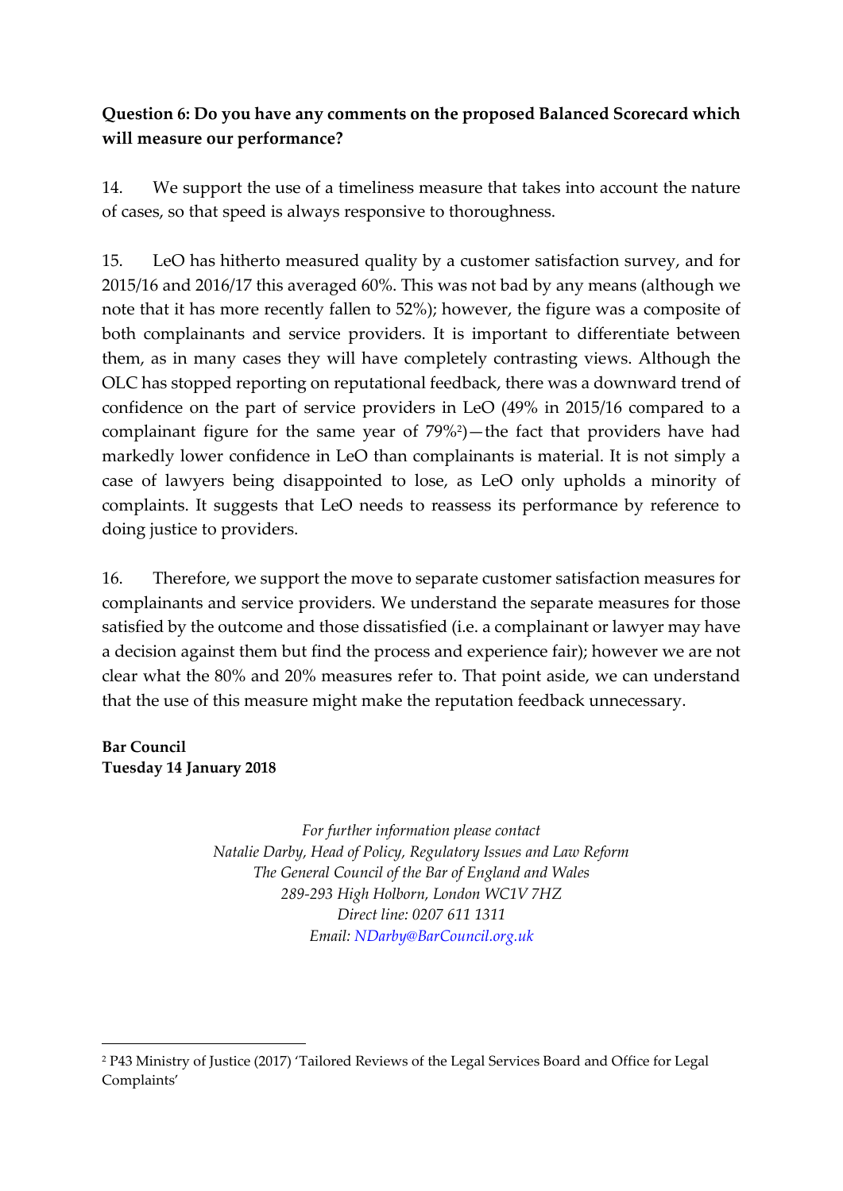**Question 6: Do you have any comments on the proposed Balanced Scorecard which will measure our performance?**

14. We support the use of a timeliness measure that takes into account the nature of cases, so that speed is always responsive to thoroughness.

15. LeO has hitherto measured quality by a customer satisfaction survey, and for 2015/16 and 2016/17 this averaged 60%. This was not bad by any means (although we note that it has more recently fallen to 52%); however, the figure was a composite of both complainants and service providers. It is important to differentiate between them, as in many cases they will have completely contrasting views. Although the OLC has stopped reporting on reputational feedback, there was a downward trend of confidence on the part of service providers in LeO (49% in 2015/16 compared to a complainant figure for the same year of 79%[2])—the fact that providers have had markedly lower confidence in LeO than complainants is material. It is not simply a case of lawyers being disappointed to lose, as LeO only upholds a minority of complaints. It suggests that LeO needs to reassess its performance by reference to doing justice to providers.

16. Therefore, we support the move to separate customer satisfaction measures for complainants and service providers. We understand the separate measures for those satisfied by the outcome and those dissatisfied (i.e. a complainant or lawyer may have a decision against them but find the process and experience fair); however we are not clear what the 80% and 20% measures refer to. That point aside, we can understand that the use of this measure might make the reputation feedback unnecessary.

**Bar Council**
**Tuesday 14 January 2018**

*For further information please contact*
*Natalie Darby, Head of Policy, Regulatory Issues and Law Reform*
*The General Council of the Bar of England and Wales*
*289-293 High Holborn, London WC1V 7HZ*
*Direct line: 0207 611 1311*
*Email: NDarby@BarCouncil.org.uk*

---

[2] P43 Ministry of Justice (2017) 'Tailored Reviews of the Legal Services Board and Office for Legal Complaints'